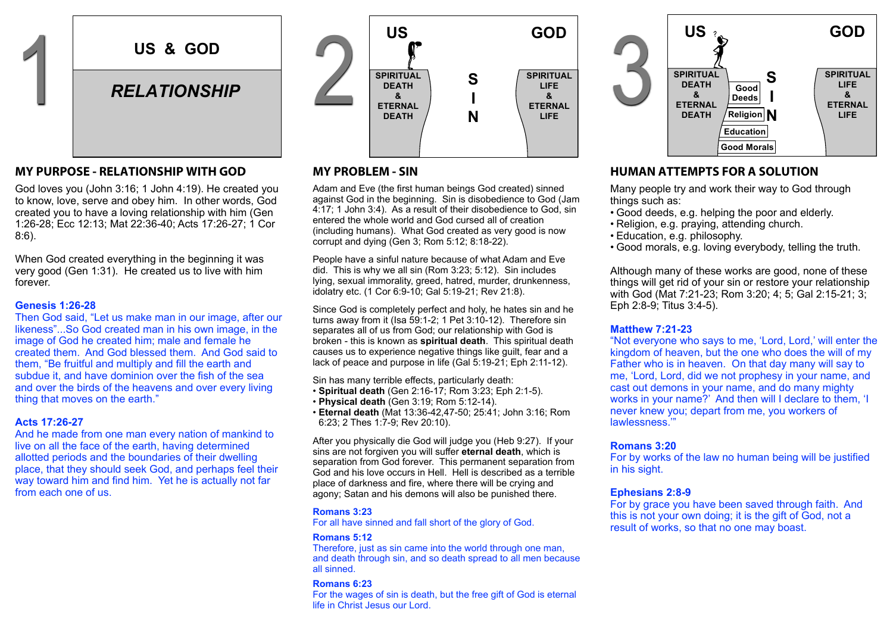1

**US & GOD**

***RELATIONSHIP***

## MY PURPOSE - RELATIONSHIP WITH GOD

God loves you (John 3:16; 1 John 4:19). He created you to know, love, serve and obey him. In other words, God created you to have a loving relationship with him (Gen 1:26-28; Ecc 12:13; Mat 22:36-40; Acts 17:26-27; 1 Cor 8:6).

When God created everything in the beginning it was very good (Gen 1:31). He created us to live with him forever.

**Genesis 1:26-28**
Then God said, "Let us make man in our image, after our likeness"...So God created man in his own image, in the image of God he created him; male and female he created them. And God blessed them. And God said to them, "Be fruitful and multiply and fill the earth and subdue it, and have dominion over the fish of the sea and over the birds of the heavens and over every living thing that moves on the earth."

**Acts 17:26-27**
And he made from one man every nation of mankind to live on all the face of the earth, having determined allotted periods and the boundaries of their dwelling place, that they should seek God, and perhaps feel their way toward him and find him. Yet he is actually not far from each one of us.

2

**US** | **S I N** | **GOD**

SPIRITUAL DEATH & ETERNAL DEATH | SPIRITUAL LIFE & ETERNAL LIFE

## MY PROBLEM - SIN

Adam and Eve (the first human beings God created) sinned against God in the beginning. Sin is disobedience to God (Jam 4:17; 1 John 3:4). As a result of their disobedience to God, sin entered the whole world and God cursed all of creation (including humans). What God created as very good is now corrupt and dying (Gen 3; Rom 5:12; 8:18-22).

People have a sinful nature because of what Adam and Eve did. This is why we all sin (Rom 3:23; 5:12). Sin includes lying, sexual immorality, greed, hatred, murder, drunkenness, idolatry etc. (1 Cor 6:9-10; Gal 5:19-21; Rev 21:8).

Since God is completely perfect and holy, he hates sin and he turns away from it (Isa 59:1-2; 1 Pet 3:10-12). Therefore sin separates all of us from God; our relationship with God is broken - this is known as **spiritual death**. This spiritual death causes us to experience negative things like guilt, fear and a lack of peace and purpose in life (Gal 5:19-21; Eph 2:11-12).

Sin has many terrible effects, particularly death:
- **Spiritual death** (Gen 2:16-17; Rom 3:23; Eph 2:1-5).
- **Physical death** (Gen 3:19; Rom 5:12-14).
- **Eternal death** (Mat 13:36-42,47-50; 25:41; John 3:16; Rom 6:23; 2 Thes 1:7-9; Rev 20:10).

After you physically die God will judge you (Heb 9:27). If your sins are not forgiven you will suffer **eternal death**, which is separation from God forever. This permanent separation from God and his love occurs in Hell. Hell is described as a terrible place of darkness and fire, where there will be crying and agony; Satan and his demons will also be punished there.

**Romans 3:23**
For all have sinned and fall short of the glory of God.

**Romans 5:12**
Therefore, just as sin came into the world through one man, and death through sin, and so death spread to all men because all sinned.

**Romans 6:23**
For the wages of sin is death, but the free gift of God is eternal life in Christ Jesus our Lord.

3

**US** ? | **S I N** | **GOD**

SPIRITUAL DEATH & ETERNAL DEATH | Good Deeds, Religion, Education, Good Morals | SPIRITUAL LIFE & ETERNAL LIFE

## HUMAN ATTEMPTS FOR A SOLUTION

Many people try and work their way to God through things such as:
- Good deeds, e.g. helping the poor and elderly.
- Religion, e.g. praying, attending church.
- Education, e.g. philosophy.
- Good morals, e.g. loving everybody, telling the truth.

Although many of these works are good, none of these things will get rid of your sin or restore your relationship with God (Mat 7:21-23; Rom 3:20; 4; 5; Gal 2:15-21; 3; Eph 2:8-9; Titus 3:4-5).

**Matthew 7:21-23**
"Not everyone who says to me, 'Lord, Lord,' will enter the kingdom of heaven, but the one who does the will of my Father who is in heaven. On that day many will say to me, 'Lord, Lord, did we not prophesy in your name, and cast out demons in your name, and do many mighty works in your name?' And then will I declare to them, 'I never knew you; depart from me, you workers of lawlessness.'"

**Romans 3:20**
For by works of the law no human being will be justified in his sight.

**Ephesians 2:8-9**
For by grace you have been saved through faith. And this is not your own doing; it is the gift of God, not a result of works, so that no one may boast.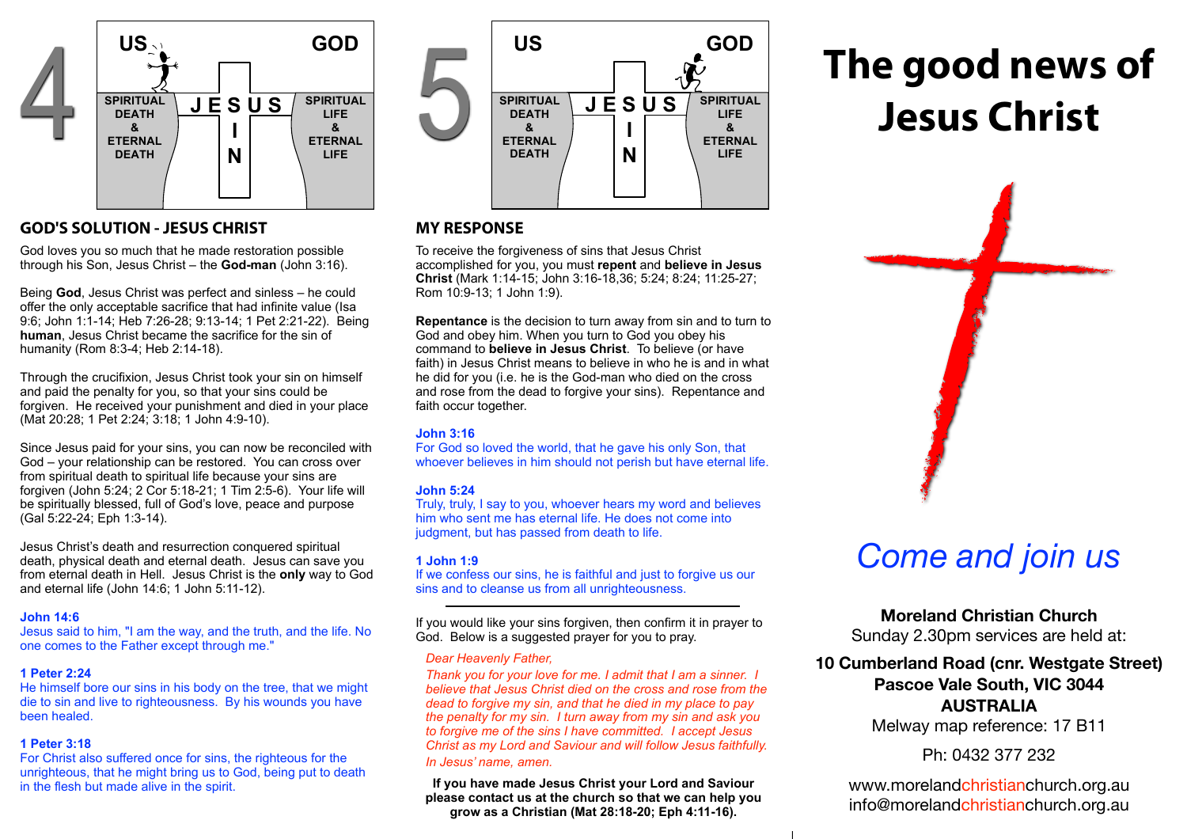4

US GOD

SPIRITUAL DEATH & ETERNAL DEATH

J E S U S I N

SPIRITUAL LIFE & ETERNAL LIFE

## GOD'S SOLUTION - JESUS CHRIST

God loves you so much that he made restoration possible through his Son, Jesus Christ – the **God-man** (John 3:16).

Being **God**, Jesus Christ was perfect and sinless – he could offer the only acceptable sacrifice that had infinite value (Isa 9:6; John 1:1-14; Heb 7:26-28; 9:13-14; 1 Pet 2:21-22). Being **human**, Jesus Christ became the sacrifice for the sin of humanity (Rom 8:3-4; Heb 2:14-18).

Through the crucifixion, Jesus Christ took your sin on himself and paid the penalty for you, so that your sins could be forgiven. He received your punishment and died in your place (Mat 20:28; 1 Pet 2:24; 3:18; 1 John 4:9-10).

Since Jesus paid for your sins, you can now be reconciled with God – your relationship can be restored. You can cross over from spiritual death to spiritual life because your sins are forgiven (John 5:24; 2 Cor 5:18-21; 1 Tim 2:5-6). Your life will be spiritually blessed, full of God's love, peace and purpose (Gal 5:22-24; Eph 1:3-14).

Jesus Christ's death and resurrection conquered spiritual death, physical death and eternal death. Jesus can save you from eternal death in Hell. Jesus Christ is the **only** way to God and eternal life (John 14:6; 1 John 5:11-12).

**John 14:6**
Jesus said to him, "I am the way, and the truth, and the life. No one comes to the Father except through me."

**1 Peter 2:24**
He himself bore our sins in his body on the tree, that we might die to sin and live to righteousness. By his wounds you have been healed.

**1 Peter 3:18**
For Christ also suffered once for sins, the righteous for the unrighteous, that he might bring us to God, being put to death in the flesh but made alive in the spirit.

5

US GOD

SPIRITUAL DEATH & ETERNAL DEATH

J E S U S I N

SPIRITUAL LIFE & ETERNAL LIFE

## MY RESPONSE

To receive the forgiveness of sins that Jesus Christ accomplished for you, you must **repent** and **believe in Jesus Christ** (Mark 1:14-15; John 3:16-18,36; 5:24; 8:24; 11:25-27; Rom 10:9-13; 1 John 1:9).

**Repentance** is the decision to turn away from sin and to turn to God and obey him. When you turn to God you obey his command to **believe in Jesus Christ**. To believe (or have faith) in Jesus Christ means to believe in who he is and in what he did for you (i.e. he is the God-man who died on the cross and rose from the dead to forgive your sins). Repentance and faith occur together.

**John 3:16**
For God so loved the world, that he gave his only Son, that whoever believes in him should not perish but have eternal life.

**John 5:24**
Truly, truly, I say to you, whoever hears my word and believes him who sent me has eternal life. He does not come into judgment, but has passed from death to life.

**1 John 1:9**
If we confess our sins, he is faithful and just to forgive us our sins and to cleanse us from all unrighteousness.

---

If you would like your sins forgiven, then confirm it in prayer to God. Below is a suggested prayer for you to pray.

*Dear Heavenly Father,*

*Thank you for your love for me. I admit that I am a sinner. I believe that Jesus Christ died on the cross and rose from the dead to forgive my sin, and that he died in my place to pay the penalty for my sin. I turn away from my sin and ask you to forgive me of the sins I have committed. I accept Jesus Christ as my Lord and Saviour and will follow Jesus faithfully.*

*In Jesus' name, amen.*

**If you have made Jesus Christ your Lord and Saviour please contact us at the church so that we can help you grow as a Christian (Mat 28:18-20; Eph 4:11-16).**

# The good news of Jesus Christ

*Come and join us*

**Moreland Christian Church**
Sunday 2.30pm services are held at:

**10 Cumberland Road (cnr. Westgate Street)**
**Pascoe Vale South, VIC 3044**
**AUSTRALIA**
Melway map reference: 17 B11

Ph: 0432 377 232

www.morelandchristianchurch.org.au
info@morelandchristianchurch.org.au